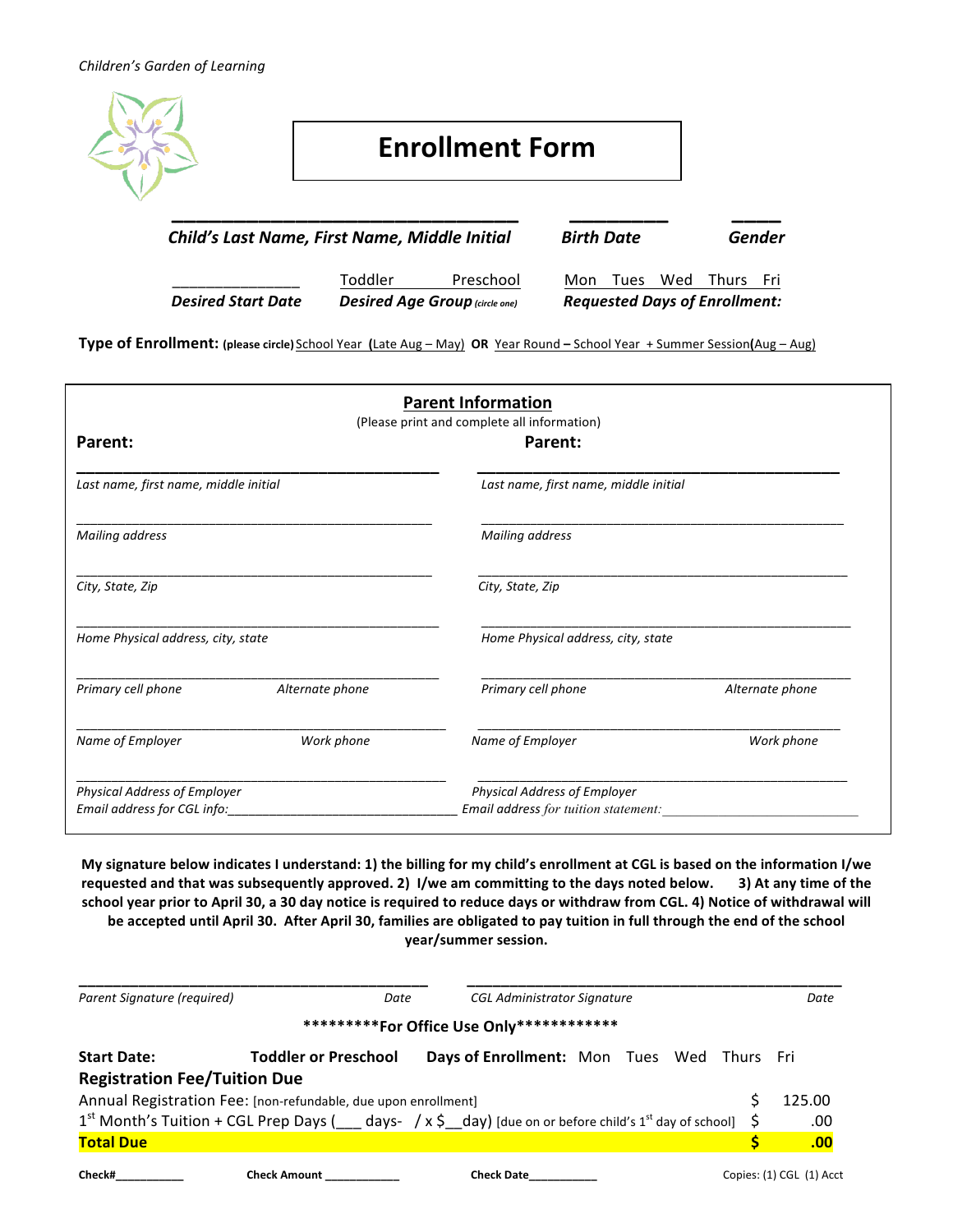*Children's Garden of Learning*

# Enrollment Form

\_\_\_\_\_\_\_\_\_\_\_\_\_\_\_\_\_\_\_\_\_\_\_\_\_\_\_\_\_\_\_\_\_\_ \_\_\_\_\_\_\_\_\_\_ \_\_\_\_\_

***Child's Last Name, First Name, Middle Initial*** ***Birth Date*** ***Gender***

\_\_\_\_\_\_\_\_\_\_\_\_\_\_\_ Toddler Preschool Mon Tues Wed Thurs Fri

***Desired Start Date*** ***Desired Age Group*** *(circle one)* ***Requested Days of Enrollment:***

**Type of Enrollment:** **(please circle)** School Year (Late Aug – May) **OR** Year Round – School Year + Summer Session (Aug – Aug)

## Parent Information

(Please print and complete all information)

**Parent:**

\_\_\_\_\_\_\_\_\_\_\_\_\_\_\_\_\_\_\_\_\_\_\_\_\_\_\_\_\_\_\_\_\_\_\_\_\_\_\_\_\_\_\_\_
*Last name, first name, middle initial*

\_\_\_\_\_\_\_\_\_\_\_\_\_\_\_\_\_\_\_\_\_\_\_\_\_\_\_\_\_\_\_\_\_\_\_\_\_\_\_\_\_\_\_\_
*Mailing address*

\_\_\_\_\_\_\_\_\_\_\_\_\_\_\_\_\_\_\_\_\_\_\_\_\_\_\_\_\_\_\_\_\_\_\_\_\_\_\_\_\_\_\_\_
*City, State, Zip*

\_\_\_\_\_\_\_\_\_\_\_\_\_\_\_\_\_\_\_\_\_\_\_\_\_\_\_\_\_\_\_\_\_\_\_\_\_\_\_\_\_\_\_\_
*Home Physical address, city, state*

\_\_\_\_\_\_\_\_\_\_\_\_\_\_\_\_\_\_\_\_\_\_\_\_\_\_\_\_\_\_\_\_\_\_\_\_\_\_\_\_\_\_\_\_
*Primary cell phone* *Alternate phone*

\_\_\_\_\_\_\_\_\_\_\_\_\_\_\_\_\_\_\_\_\_\_\_\_\_\_\_\_\_\_\_\_\_\_\_\_\_\_\_\_\_\_\_\_
*Name of Employer* *Work phone*

\_\_\_\_\_\_\_\_\_\_\_\_\_\_\_\_\_\_\_\_\_\_\_\_\_\_\_\_\_\_\_\_\_\_\_\_\_\_\_\_\_\_\_\_
*Physical Address of Employer*
*Email address for CGL info:*\_\_\_\_\_\_\_\_\_\_\_\_\_\_\_\_\_\_\_\_\_\_\_\_\_\_\_\_\_\_\_\_

**Parent:**

\_\_\_\_\_\_\_\_\_\_\_\_\_\_\_\_\_\_\_\_\_\_\_\_\_\_\_\_\_\_\_\_\_\_\_\_\_\_\_\_\_\_\_\_
*Last name, first name, middle initial*

\_\_\_\_\_\_\_\_\_\_\_\_\_\_\_\_\_\_\_\_\_\_\_\_\_\_\_\_\_\_\_\_\_\_\_\_\_\_\_\_\_\_\_\_
*Mailing address*

\_\_\_\_\_\_\_\_\_\_\_\_\_\_\_\_\_\_\_\_\_\_\_\_\_\_\_\_\_\_\_\_\_\_\_\_\_\_\_\_\_\_\_\_
*City, State, Zip*

\_\_\_\_\_\_\_\_\_\_\_\_\_\_\_\_\_\_\_\_\_\_\_\_\_\_\_\_\_\_\_\_\_\_\_\_\_\_\_\_\_\_\_\_
*Home Physical address, city, state*

\_\_\_\_\_\_\_\_\_\_\_\_\_\_\_\_\_\_\_\_\_\_\_\_\_\_\_\_\_\_\_\_\_\_\_\_\_\_\_\_\_\_\_\_
*Primary cell phone* *Alternate phone*

\_\_\_\_\_\_\_\_\_\_\_\_\_\_\_\_\_\_\_\_\_\_\_\_\_\_\_\_\_\_\_\_\_\_\_\_\_\_\_\_\_\_\_\_
*Name of Employer* *Work phone*

\_\_\_\_\_\_\_\_\_\_\_\_\_\_\_\_\_\_\_\_\_\_\_\_\_\_\_\_\_\_\_\_\_\_\_\_\_\_\_\_\_\_\_\_
*Physical Address of Employer*
*Email address for tuition statement:*\_\_\_\_\_\_\_\_\_\_\_\_\_\_\_\_\_\_\_\_\_\_\_\_\_\_\_\_\_\_\_\_

**My signature below indicates I understand: 1) the billing for my child's enrollment at CGL is based on the information I/we requested and that was subsequently approved. 2) I/we am committing to the days noted below. 3) At any time of the school year prior to April 30, a 30 day notice is required to reduce days or withdraw from CGL. 4) Notice of withdrawal will be accepted until April 30. After April 30, families are obligated to pay tuition in full through the end of the school year/summer session.**

\_\_\_\_\_\_\_\_\_\_\_\_\_\_\_\_\_\_\_\_\_\_\_\_\_\_\_\_\_\_\_\_\_\_\_\_\_\_\_\_\_\_\_\_ \_\_\_\_\_\_\_\_\_\_\_\_\_\_\_\_\_\_\_\_\_\_\_\_\_\_\_\_\_\_\_\_\_\_\_\_\_\_\_\_\_\_\_\_

*Parent Signature (required)* *Date* *CGL Administrator Signature* *Date*

*********For Office Use Only************

**Start Date:** **Toddler or Preschool** **Days of Enrollment:** Mon Tues Wed Thurs Fri

**Registration Fee/Tuition Due**

| | | |
|---|---|---|
| Annual Registration Fee: [non-refundable, due upon enrollment] | $ | 125.00 |
| 1st Month's Tuition + CGL Prep Days (\_\_\_ days- / x $\_\_day) [due on or before child's 1st day of school] | $ | .00 |
| **Total Due** | **$** | **.00** |

**Check#**\_\_\_\_\_\_\_\_\_\_\_ **Check Amount** \_\_\_\_\_\_\_\_\_\_\_\_ **Check Date**\_\_\_\_\_\_\_\_\_\_\_ Copies: (1) CGL (1) Acct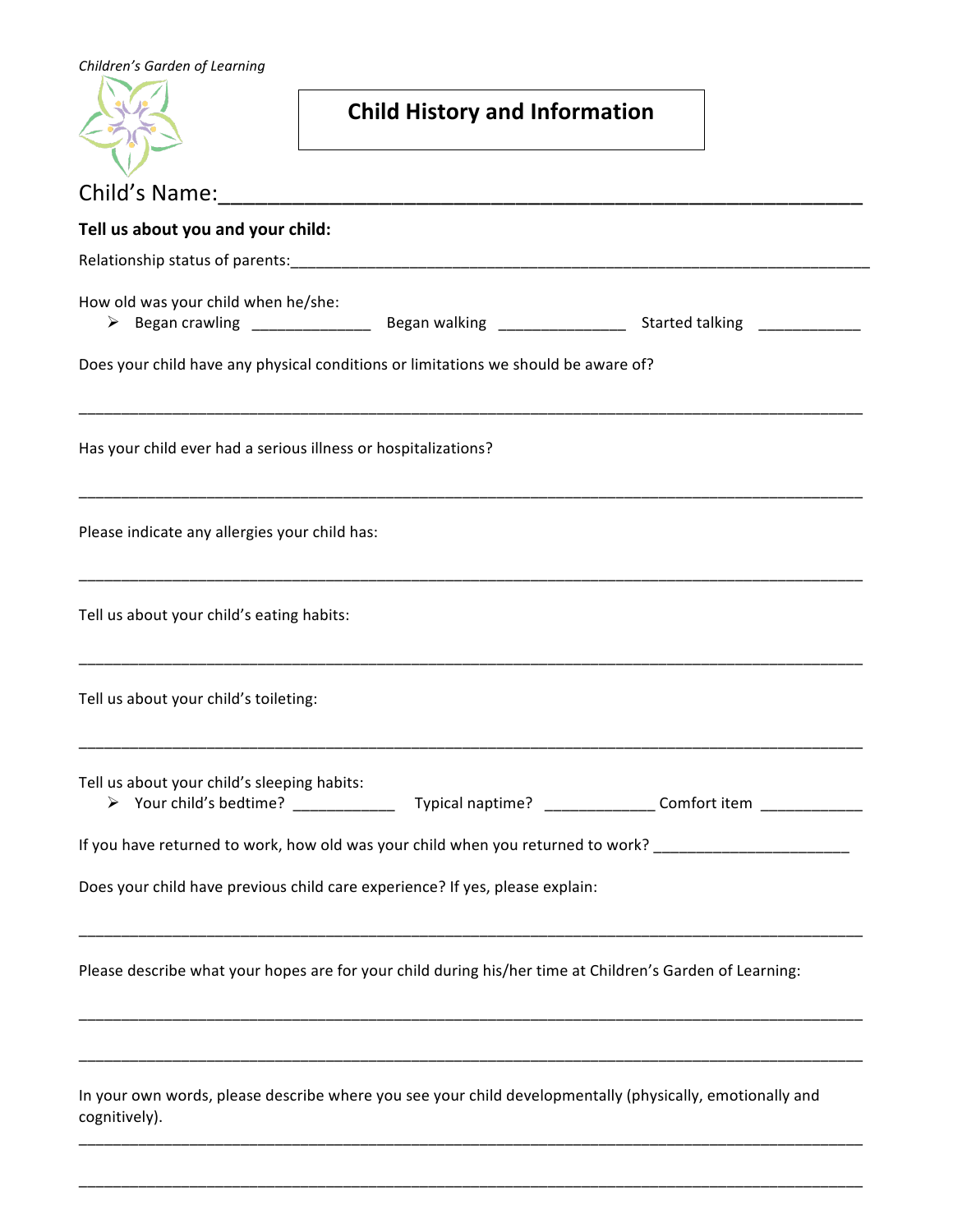*Children's Garden of Learning*

# Child History and Information

Child's Name:_______________________________________________

**Tell us about you and your child:**

Relationship status of parents:_______________________________________________

How old was your child when he/she:

- Began crawling _____________ Began walking ______________ Started talking ___________

Does your child have any physical conditions or limitations we should be aware of?

_______________________________________________

Has your child ever had a serious illness or hospitalizations?

_______________________________________________

Please indicate any allergies your child has:

_______________________________________________

Tell us about your child's eating habits:

_______________________________________________

Tell us about your child's toileting:

_______________________________________________

Tell us about your child's sleeping habits:

- Your child's bedtime? ___________ Typical naptime? ____________ Comfort item ___________

If you have returned to work, how old was your child when you returned to work? ______________________

Does your child have previous child care experience? If yes, please explain:

_______________________________________________

Please describe what your hopes are for your child during his/her time at Children's Garden of Learning:

_______________________________________________

_______________________________________________

In your own words, please describe where you see your child developmentally (physically, emotionally and cognitively).

_______________________________________________

_______________________________________________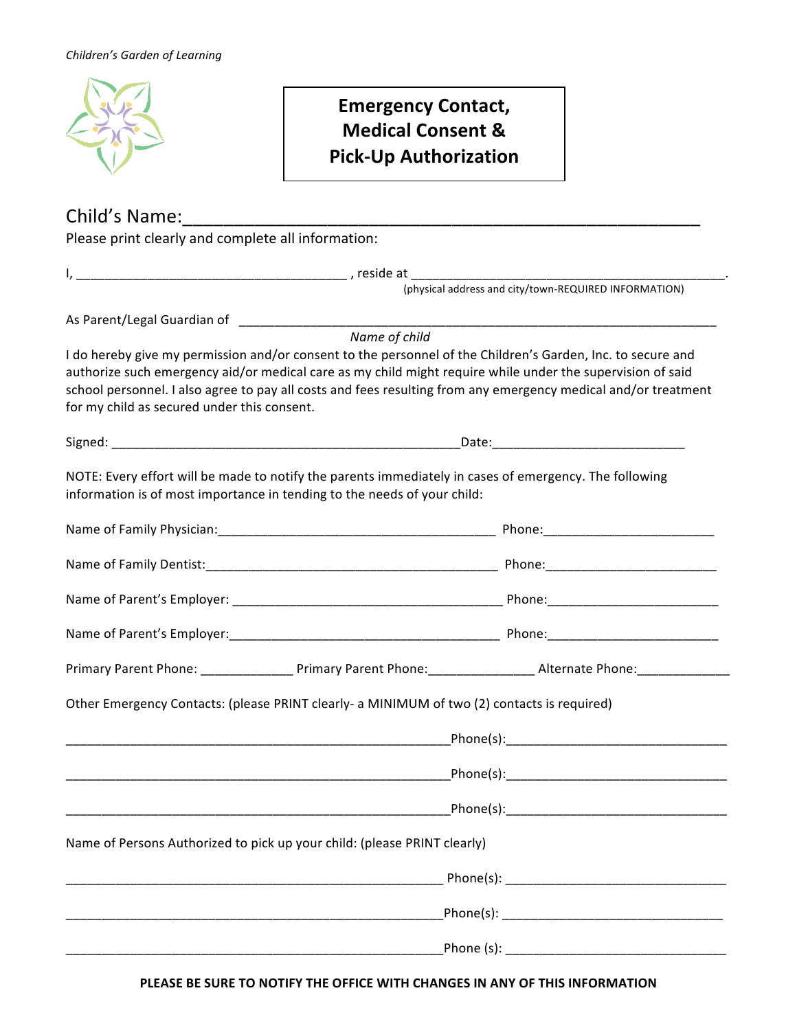*Children's Garden of Learning*

# Emergency Contact, Medical Consent & Pick-Up Authorization

Child's Name:_______________________________________________________

Please print clearly and complete all information:

I, _____________________________________ , reside at _____________________________________________.
(physical address and city/town-REQUIRED INFORMATION)

As Parent/Legal Guardian of _____________________________________________________________________
*Name of child*

I do hereby give my permission and/or consent to the personnel of the Children's Garden, Inc. to secure and authorize such emergency aid/or medical care as my child might require while under the supervision of said school personnel. I also agree to pay all costs and fees resulting from any emergency medical and/or treatment for my child as secured under this consent.

Signed: _________________________________________________Date:___________________________

NOTE: Every effort will be made to notify the parents immediately in cases of emergency. The following information is of most importance in tending to the needs of your child:

Name of Family Physician:_______________________________________ Phone:________________________

Name of Family Dentist:_________________________________________ Phone:________________________

Name of Parent's Employer: ______________________________________ Phone:________________________

Name of Parent's Employer:_______________________________________ Phone:________________________

Primary Parent Phone: _____________ Primary Parent Phone:______________ Alternate Phone:____________

Other Emergency Contacts: (please PRINT clearly- a MINIMUM of two (2) contacts is required)

_____________________________________________________Phone(s):______________________________

_____________________________________________________Phone(s):______________________________

_____________________________________________________Phone(s):______________________________

Name of Persons Authorized to pick up your child: (please PRINT clearly)

_____________________________________________________ Phone(s): ______________________________

_____________________________________________________Phone(s): ______________________________

_____________________________________________________Phone (s): ______________________________

**PLEASE BE SURE TO NOTIFY THE OFFICE WITH CHANGES IN ANY OF THIS INFORMATION**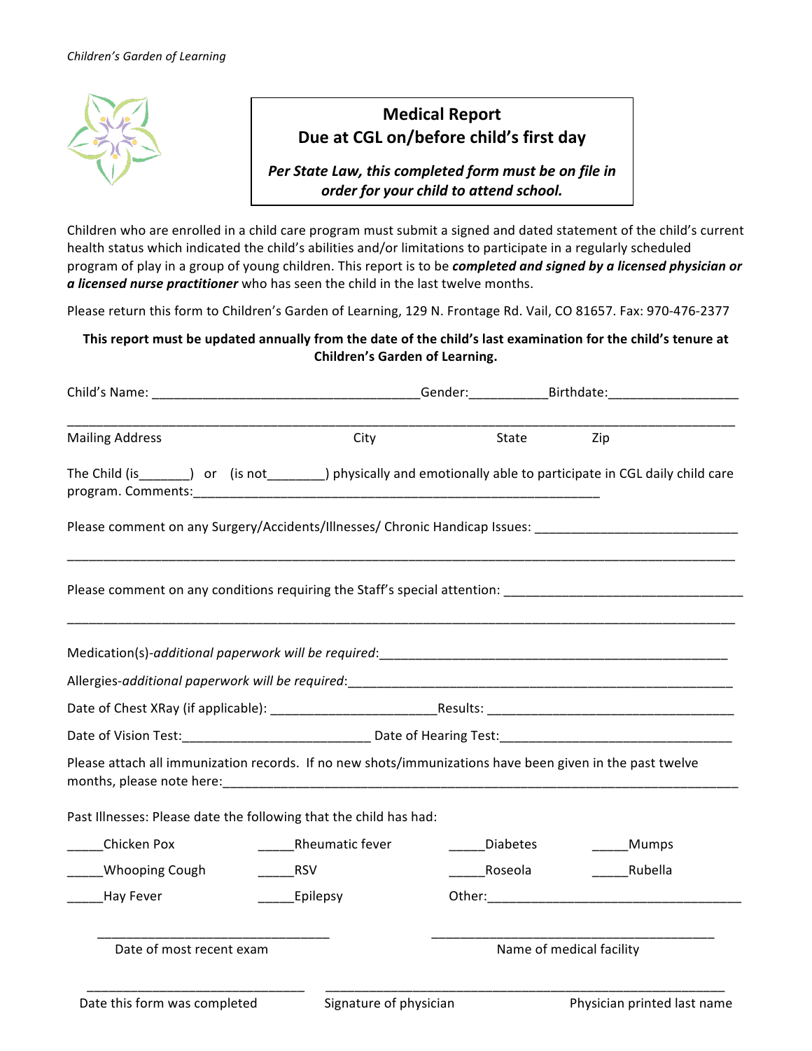*Children's Garden of Learning*

**Medical Report**
**Due at CGL on/before child's first day**

***Per State Law, this completed form must be on file in order for your child to attend school.***

Children who are enrolled in a child care program must submit a signed and dated statement of the child's current health status which indicated the child's abilities and/or limitations to participate in a regularly scheduled program of play in a group of young children. This report is to be ***completed and signed by a licensed physician or a licensed nurse practitioner*** who has seen the child in the last twelve months.

Please return this form to Children's Garden of Learning, 129 N. Frontage Rd. Vail, CO 81657. Fax: 970-476-2377

**This report must be updated annually from the date of the child's last examination for the child's tenure at Children's Garden of Learning.**

Child's Name: ______________________________________Gender:___________Birthdate:__________________

_____________________________________________________________________________________________

Mailing Address City State Zip

The Child (is_______) or (is not________) physically and emotionally able to participate in CGL daily child care program. Comments:__________________________________________________________

Please comment on any Surgery/Accidents/Illnesses/ Chronic Handicap Issues: ____________________________

_____________________________________________________________________________________________

Please comment on any conditions requiring the Staff's special attention: _________________________________

_____________________________________________________________________________________________

Medication(s)-*additional paperwork will be required*:__________________________________________________

Allergies-*additional paperwork will be required*:_______________________________________________________

Date of Chest XRay (if applicable): _______________________Results: __________________________________

Date of Vision Test:__________________________ Date of Hearing Test:________________________________

Please attach all immunization records. If no new shots/immunizations have been given in the past twelve months, please note here:___________________________________________________________________________

Past Illnesses: Please date the following that the child has had:

_____Chicken Pox _____Rheumatic fever _____Diabetes _____Mumps

_____Whooping Cough _____RSV _____Roseola _____Rubella

_____Hay Fever _____Epilepsy Other:_____________________________________

________________________________ ________________________________________

Date of most recent exam Name of medical facility

______________________________ _______________________________________________________

Date this form was completed Signature of physician Physician printed last name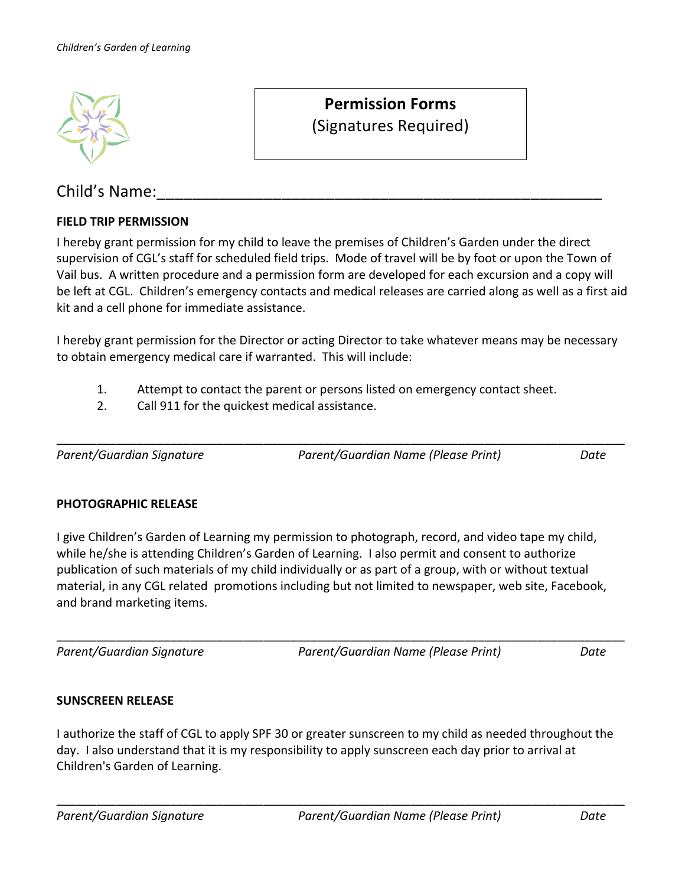# Permission Forms
(Signatures Required)

Child's Name:______________________________________________

**FIELD TRIP PERMISSION**

I hereby grant permission for my child to leave the premises of Children's Garden under the direct supervision of CGL's staff for scheduled field trips. Mode of travel will be by foot or upon the Town of Vail bus. A written procedure and a permission form are developed for each excursion and a copy will be left at CGL. Children's emergency contacts and medical releases are carried along as well as a first aid kit and a cell phone for immediate assistance.

I hereby grant permission for the Director or acting Director to take whatever means may be necessary to obtain emergency medical care if warranted. This will include:

1. Attempt to contact the parent or persons listed on emergency contact sheet.
2. Call 911 for the quickest medical assistance.

_______________________________________________________________________________

*Parent/Guardian Signature* *Parent/Guardian Name (Please Print)* *Date*

**PHOTOGRAPHIC RELEASE**

I give Children's Garden of Learning my permission to photograph, record, and video tape my child, while he/she is attending Children's Garden of Learning. I also permit and consent to authorize publication of such materials of my child individually or as part of a group, with or without textual material, in any CGL related promotions including but not limited to newspaper, web site, Facebook, and brand marketing items.

_______________________________________________________________________________

*Parent/Guardian Signature* *Parent/Guardian Name (Please Print)* *Date*

**SUNSCREEN RELEASE**

I authorize the staff of CGL to apply SPF 30 or greater sunscreen to my child as needed throughout the day. I also understand that it is my responsibility to apply sunscreen each day prior to arrival at Children's Garden of Learning.

_______________________________________________________________________________

*Parent/Guardian Signature* *Parent/Guardian Name (Please Print)* *Date*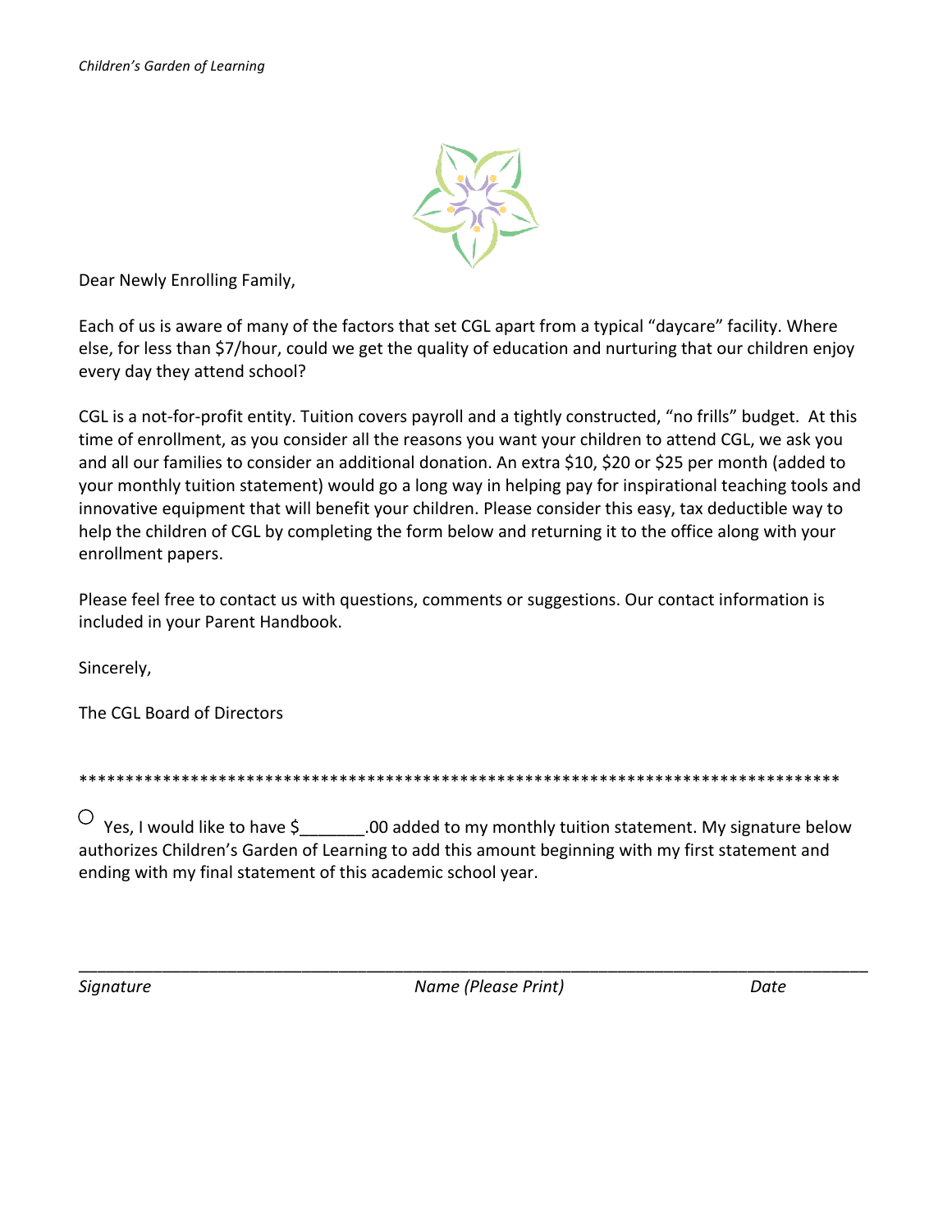Dear Newly Enrolling Family,

Each of us is aware of many of the factors that set CGL apart from a typical "daycare" facility. Where else, for less than $7/hour, could we get the quality of education and nurturing that our children enjoy every day they attend school?

CGL is a not-for-profit entity. Tuition covers payroll and a tightly constructed, "no frills" budget. At this time of enrollment, as you consider all the reasons you want your children to attend CGL, we ask you and all our families to consider an additional donation. An extra $10, $20 or $25 per month (added to your monthly tuition statement) would go a long way in helping pay for inspirational teaching tools and innovative equipment that will benefit your children. Please consider this easy, tax deductible way to help the children of CGL by completing the form below and returning it to the office along with your enrollment papers.

Please feel free to contact us with questions, comments or suggestions. Our contact information is included in your Parent Handbook.

Sincerely,

The CGL Board of Directors

*************************************************************************************

○ Yes, I would like to have $_______.00 added to my monthly tuition statement. My signature below authorizes Children's Garden of Learning to add this amount beginning with my first statement and ending with my final statement of this academic school year.

_____________________________________________________________________________

*Signature* *Name (Please Print)* *Date*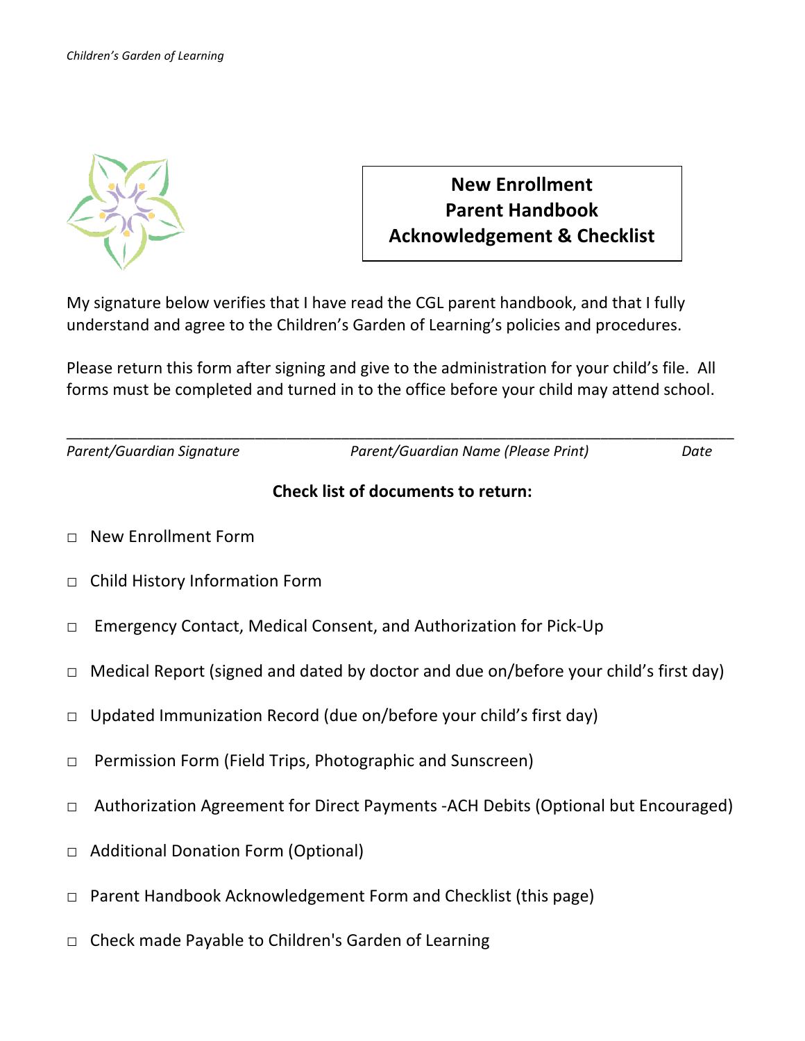# New Enrollment Parent Handbook Acknowledgement & Checklist

My signature below verifies that I have read the CGL parent handbook, and that I fully understand and agree to the Children's Garden of Learning's policies and procedures.

Please return this form after signing and give to the administration for your child's file. All forms must be completed and turned in to the office before your child may attend school.

_______________________________________________________________________________

*Parent/Guardian Signature* *Parent/Guardian Name (Please Print)* *Date*

**Check list of documents to return:**

□ New Enrollment Form

□ Child History Information Form

□ Emergency Contact, Medical Consent, and Authorization for Pick-Up

□ Medical Report (signed and dated by doctor and due on/before your child's first day)

□ Updated Immunization Record (due on/before your child's first day)

□ Permission Form (Field Trips, Photographic and Sunscreen)

□ Authorization Agreement for Direct Payments -ACH Debits (Optional but Encouraged)

□ Additional Donation Form (Optional)

□ Parent Handbook Acknowledgement Form and Checklist (this page)

□ Check made Payable to Children's Garden of Learning